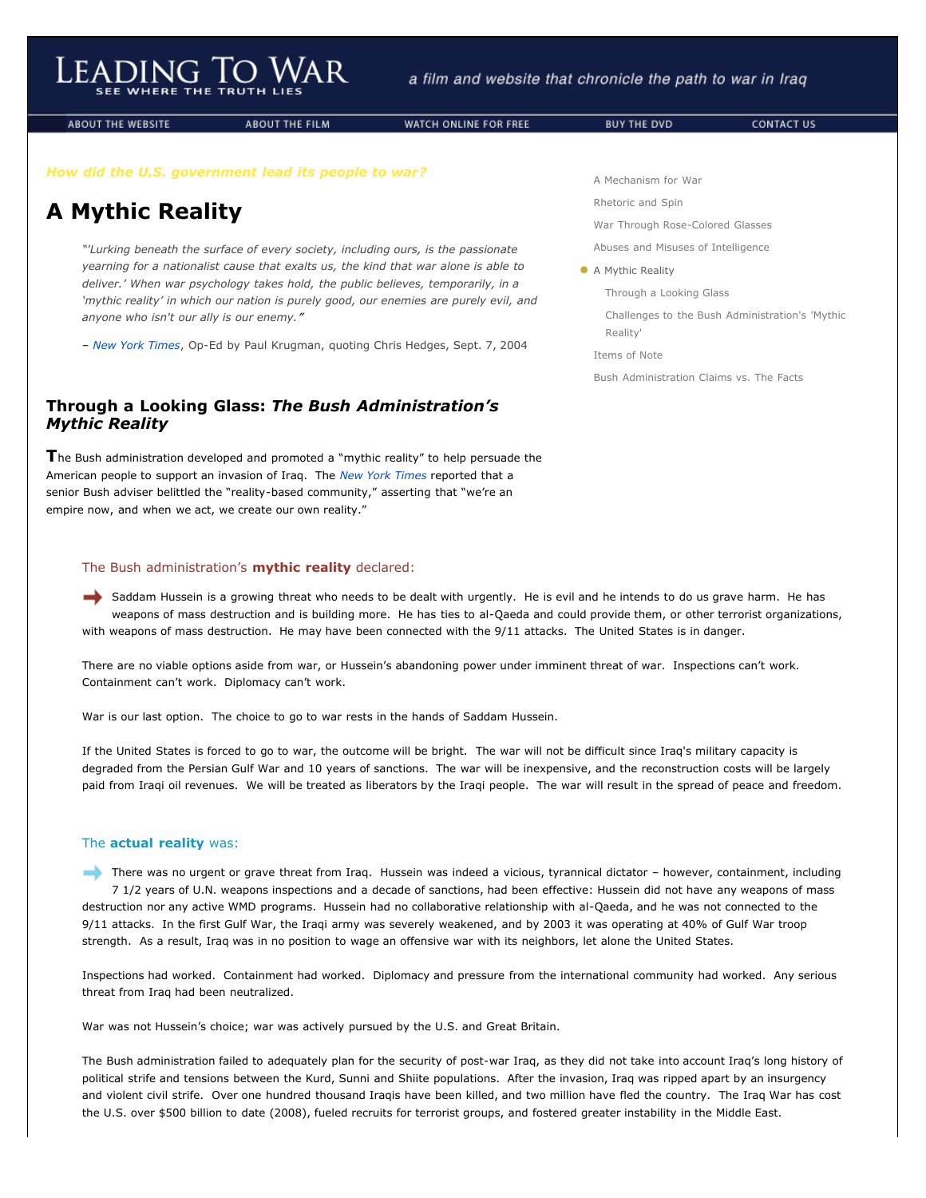# Leading To War

SEE WHERE THE TRUTH LIES

a film and website that chronicle the path to war in Iraq

ABOUT THE WEBSITE | ABOUT THE FILM | WATCH ONLINE FOR FREE | BUY THE DVD | CONTACT US

*How did the U.S. government lead its people to war?*

## A Mythic Reality

> *"'Lurking beneath the surface of every society, including ours, is the passionate yearning for a nationalist cause that exalts us, the kind that war alone is able to deliver.' When war psychology takes hold, the public believes, temporarily, in a 'mythic reality' in which our nation is purely good, our enemies are purely evil, and anyone who isn't our ally is our enemy."*
>
> – *New York Times*, Op-Ed by Paul Krugman, quoting Chris Hedges, Sept. 7, 2004

- A Mechanism for War
- Rhetoric and Spin
- War Through Rose-Colored Glasses
- Abuses and Misuses of Intelligence
- A Mythic Reality
  - Through a Looking Glass
  - Challenges to the Bush Administration's 'Mythic Reality'
- Items of Note
- Bush Administration Claims vs. The Facts

### Through a Looking Glass: *The Bush Administration's Mythic Reality*

The Bush administration developed and promoted a "mythic reality" to help persuade the American people to support an invasion of Iraq. The *New York Times* reported that a senior Bush adviser belittled the "reality-based community," asserting that "we're an empire now, and when we act, we create our own reality."

#### The Bush administration's **mythic reality** declared:

Saddam Hussein is a growing threat who needs to be dealt with urgently. He is evil and he intends to do us grave harm. He has weapons of mass destruction and is building more. He has ties to al-Qaeda and could provide them, or other terrorist organizations, with weapons of mass destruction. He may have been connected with the 9/11 attacks. The United States is in danger.

There are no viable options aside from war, or Hussein's abandoning power under imminent threat of war. Inspections can't work. Containment can't work. Diplomacy can't work.

War is our last option. The choice to go to war rests in the hands of Saddam Hussein.

If the United States is forced to go to war, the outcome will be bright. The war will not be difficult since Iraq's military capacity is degraded from the Persian Gulf War and 10 years of sanctions. The war will be inexpensive, and the reconstruction costs will be largely paid from Iraqi oil revenues. We will be treated as liberators by the Iraqi people. The war will result in the spread of peace and freedom.

#### The **actual reality** was:

There was no urgent or grave threat from Iraq. Hussein was indeed a vicious, tyrannical dictator – however, containment, including 7 1/2 years of U.N. weapons inspections and a decade of sanctions, had been effective: Hussein did not have any weapons of mass destruction nor any active WMD programs. Hussein had no collaborative relationship with al-Qaeda, and he was not connected to the 9/11 attacks. In the first Gulf War, the Iraqi army was severely weakened, and by 2003 it was operating at 40% of Gulf War troop strength. As a result, Iraq was in no position to wage an offensive war with its neighbors, let alone the United States.

Inspections had worked. Containment had worked. Diplomacy and pressure from the international community had worked. Any serious threat from Iraq had been neutralized.

War was not Hussein's choice; war was actively pursued by the U.S. and Great Britain.

The Bush administration failed to adequately plan for the security of post-war Iraq, as they did not take into account Iraq's long history of political strife and tensions between the Kurd, Sunni and Shiite populations. After the invasion, Iraq was ripped apart by an insurgency and violent civil strife. Over one hundred thousand Iraqis have been killed, and two million have fled the country. The Iraq War has cost the U.S. over $500 billion to date (2008), fueled recruits for terrorist groups, and fostered greater instability in the Middle East.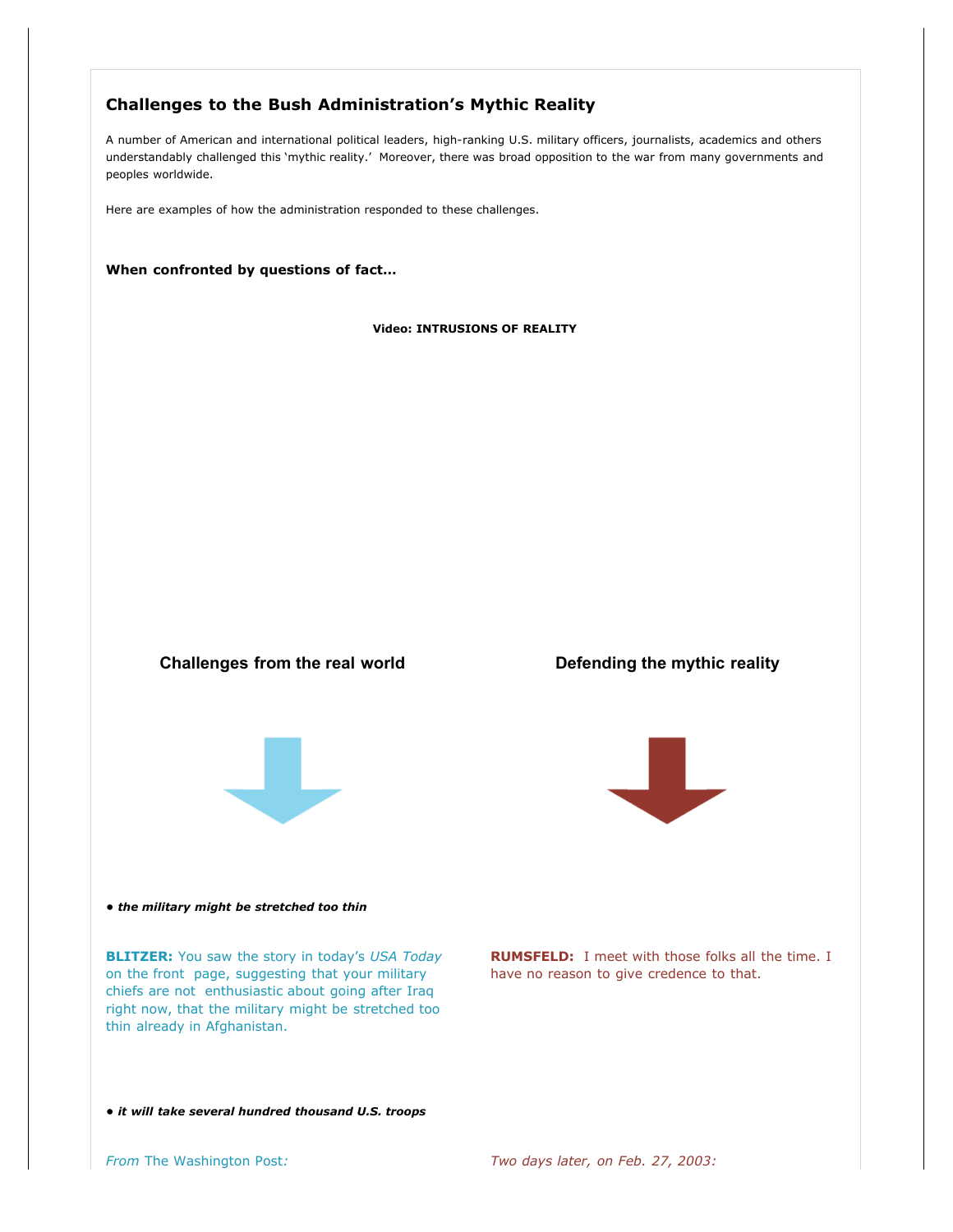## Challenges to the Bush Administration's Mythic Reality

A number of American and international political leaders, high-ranking U.S. military officers, journalists, academics and others understandably challenged this 'mythic reality.' Moreover, there was broad opposition to the war from many governments and peoples worldwide.

Here are examples of how the administration responded to these challenges.

**When confronted by questions of fact…**

**Video: INTRUSIONS OF REALITY**

**Challenges from the real world** | **Defending the mythic reality**

***• the military might be stretched too thin***

**BLITZER:** You saw the story in today's *USA Today* on the front page, suggesting that your military chiefs are not enthusiastic about going after Iraq right now, that the military might be stretched too thin already in Afghanistan.

**RUMSFELD:** I meet with those folks all the time. I have no reason to give credence to that.

***• it will take several hundred thousand U.S. troops***

*From* The Washington Post*:*

*Two days later, on Feb. 27, 2003:*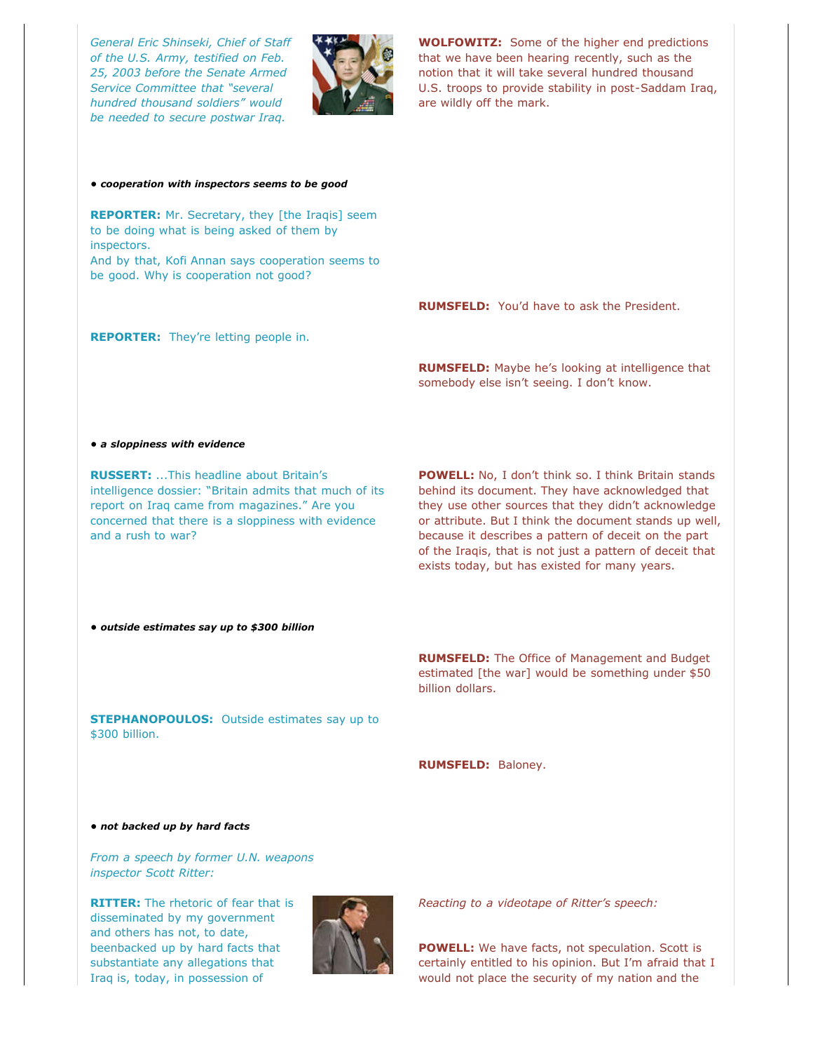*General Eric Shinseki, Chief of Staff of the U.S. Army, testified on Feb. 25, 2003 before the Senate Armed Service Committee that "several hundred thousand soldiers" would be needed to secure postwar Iraq.*

**WOLFOWITZ:** Some of the higher end predictions that we have been hearing recently, such as the notion that it will take several hundred thousand U.S. troops to provide stability in post-Saddam Iraq, are wildly off the mark.

***• cooperation with inspectors seems to be good***

**REPORTER:** Mr. Secretary, they [the Iraqis] seem to be doing what is being asked of them by inspectors.
And by that, Kofi Annan says cooperation seems to be good. Why is cooperation not good?

**RUMSFELD:** You'd have to ask the President.

**REPORTER:** They're letting people in.

**RUMSFELD:** Maybe he's looking at intelligence that somebody else isn't seeing. I don't know.

***• a sloppiness with evidence***

**RUSSERT:** ...This headline about Britain's intelligence dossier: "Britain admits that much of its report on Iraq came from magazines." Are you concerned that there is a sloppiness with evidence and a rush to war?

**POWELL:** No, I don't think so. I think Britain stands behind its document. They have acknowledged that they use other sources that they didn't acknowledge or attribute. But I think the document stands up well, because it describes a pattern of deceit on the part of the Iraqis, that is not just a pattern of deceit that exists today, but has existed for many years.

***• outside estimates say up to $300 billion***

**RUMSFELD:** The Office of Management and Budget estimated [the war] would be something under $50 billion dollars.

**STEPHANOPOULOS:** Outside estimates say up to $300 billion.

**RUMSFELD:** Baloney.

***• not backed up by hard facts***

*From a speech by former U.N. weapons inspector Scott Ritter:*

**RITTER:** The rhetoric of fear that is disseminated by my government and others has not, to date, beenbacked up by hard facts that substantiate any allegations that Iraq is, today, in possession of

*Reacting to a videotape of Ritter's speech:*

**POWELL:** We have facts, not speculation. Scott is certainly entitled to his opinion. But I'm afraid that I would not place the security of my nation and the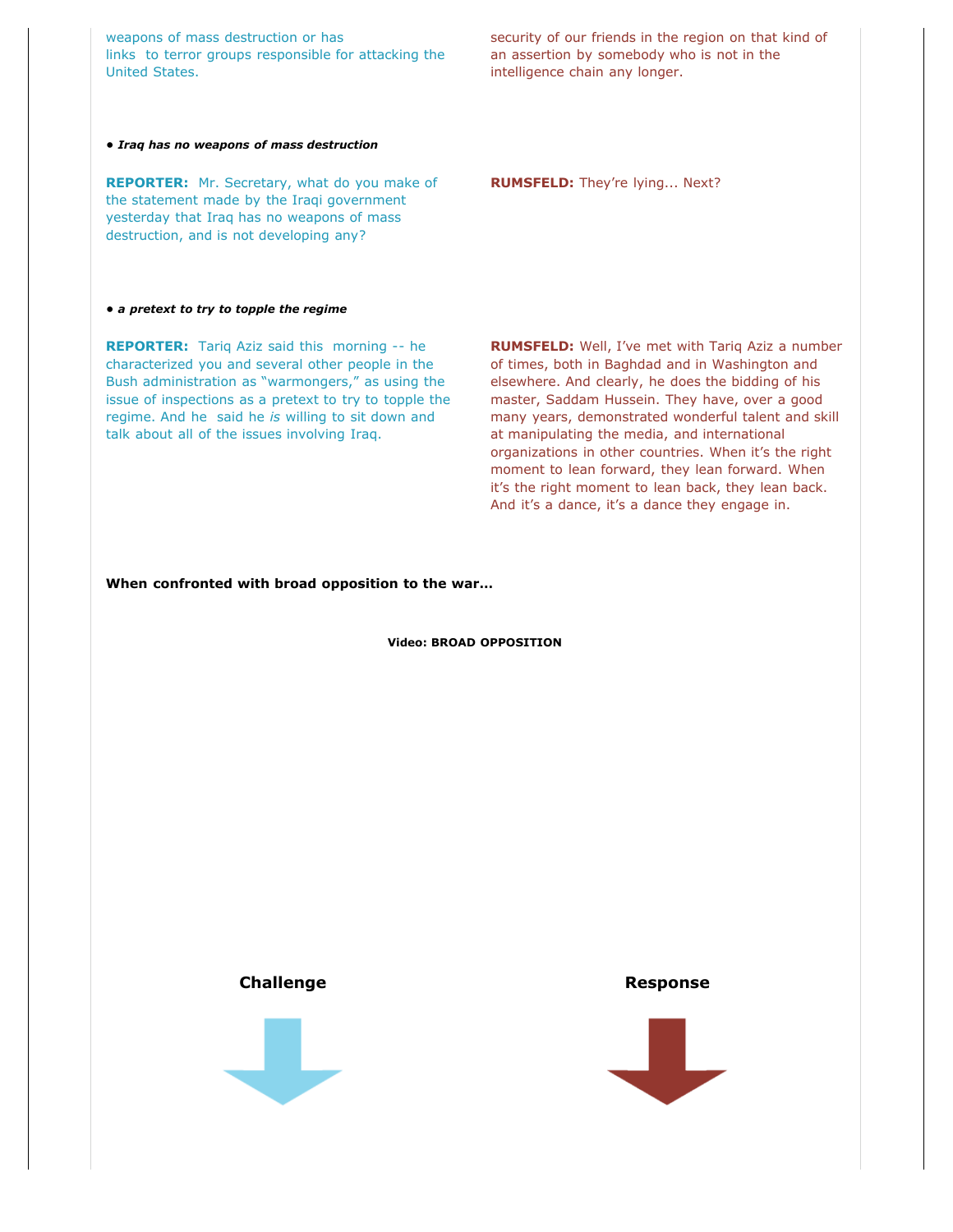weapons of mass destruction or has links to terror groups responsible for attacking the United States.

security of our friends in the region on that kind of an assertion by somebody who is not in the intelligence chain any longer.

**• *Iraq has no weapons of mass destruction***

**REPORTER:** Mr. Secretary, what do you make of the statement made by the Iraqi government yesterday that Iraq has no weapons of mass destruction, and is not developing any?

**RUMSFELD:** They're lying... Next?

**• *a pretext to try to topple the regime***

**REPORTER:** Tariq Aziz said this morning -- he characterized you and several other people in the Bush administration as "warmongers," as using the issue of inspections as a pretext to try to topple the regime. And he said he *is* willing to sit down and talk about all of the issues involving Iraq.

**RUMSFELD:** Well, I've met with Tariq Aziz a number of times, both in Baghdad and in Washington and elsewhere. And clearly, he does the bidding of his master, Saddam Hussein. They have, over a good many years, demonstrated wonderful talent and skill at manipulating the media, and international organizations in other countries. When it's the right moment to lean forward, they lean forward. When it's the right moment to lean back, they lean back. And it's a dance, it's a dance they engage in.

**When confronted with broad opposition to the war...**

**Video: BROAD OPPOSITION**

**Challenge**

**Response**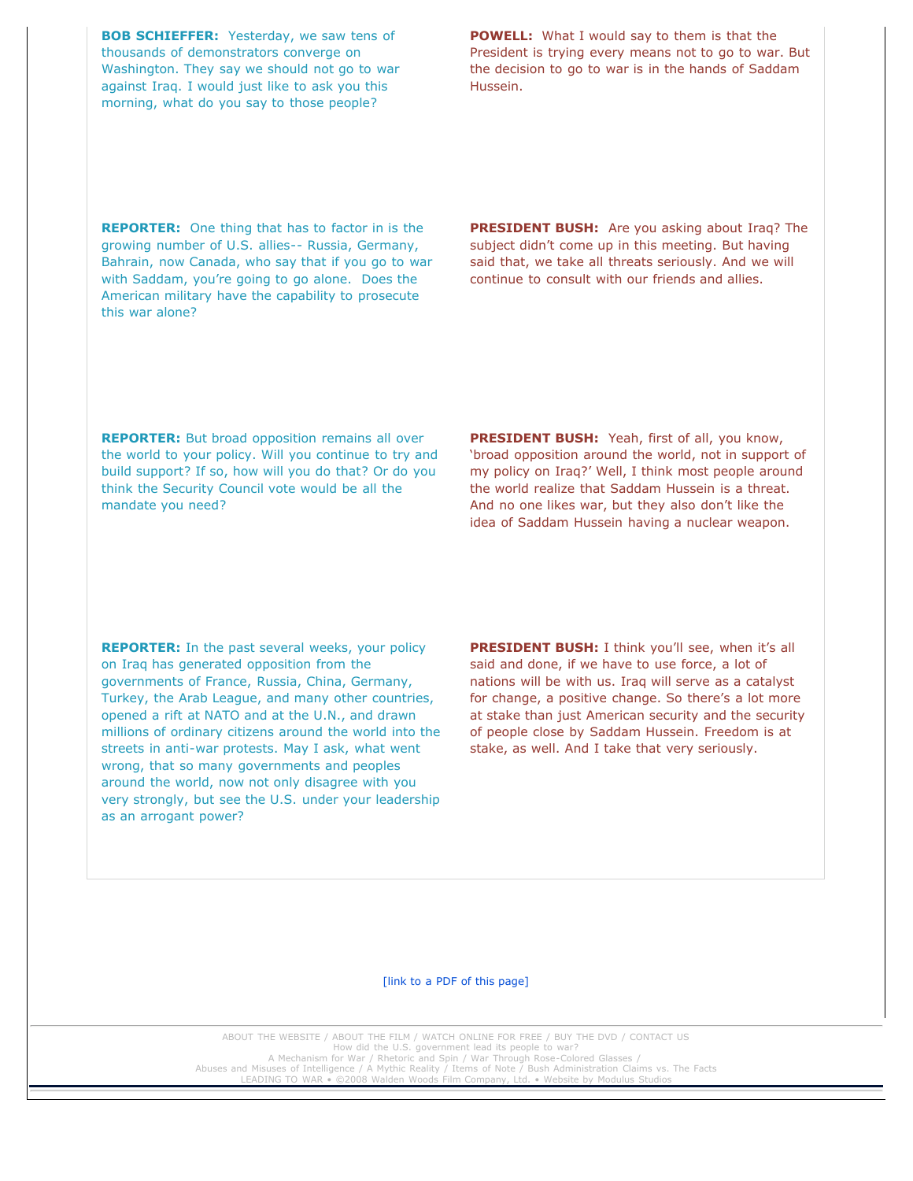**BOB SCHIEFFER:** Yesterday, we saw tens of thousands of demonstrators converge on Washington. They say we should not go to war against Iraq. I would just like to ask you this morning, what do you say to those people?

**POWELL:** What I would say to them is that the President is trying every means not to go to war. But the decision to go to war is in the hands of Saddam Hussein.

**REPORTER:** One thing that has to factor in is the growing number of U.S. allies-- Russia, Germany, Bahrain, now Canada, who say that if you go to war with Saddam, you're going to go alone. Does the American military have the capability to prosecute this war alone?

**PRESIDENT BUSH:** Are you asking about Iraq? The subject didn't come up in this meeting. But having said that, we take all threats seriously. And we will continue to consult with our friends and allies.

**REPORTER:** But broad opposition remains all over the world to your policy. Will you continue to try and build support? If so, how will you do that? Or do you think the Security Council vote would be all the mandate you need?

**PRESIDENT BUSH:** Yeah, first of all, you know, 'broad opposition around the world, not in support of my policy on Iraq?' Well, I think most people around the world realize that Saddam Hussein is a threat. And no one likes war, but they also don't like the idea of Saddam Hussein having a nuclear weapon.

**REPORTER:** In the past several weeks, your policy on Iraq has generated opposition from the governments of France, Russia, China, Germany, Turkey, the Arab League, and many other countries, opened a rift at NATO and at the U.N., and drawn millions of ordinary citizens around the world into the streets in anti-war protests. May I ask, what went wrong, that so many governments and peoples around the world, now not only disagree with you very strongly, but see the U.S. under your leadership as an arrogant power?

**PRESIDENT BUSH:** I think you'll see, when it's all said and done, if we have to use force, a lot of nations will be with us. Iraq will serve as a catalyst for change, a positive change. So there's a lot more at stake than just American security and the security of people close by Saddam Hussein. Freedom is at stake, as well. And I take that very seriously.

[link to a PDF of this page]

ABOUT THE WEBSITE / ABOUT THE FILM / WATCH ONLINE FOR FREE / BUY THE DVD / CONTACT US
How did the U.S. government lead its people to war?
A Mechanism for War / Rhetoric and Spin / War Through Rose-Colored Glasses /
Abuses and Misuses of Intelligence / A Mythic Reality / Items of Note / Bush Administration Claims vs. The Facts
LEADING TO WAR • ©2008 Walden Woods Film Company, Ltd. • Website by Modulus Studios